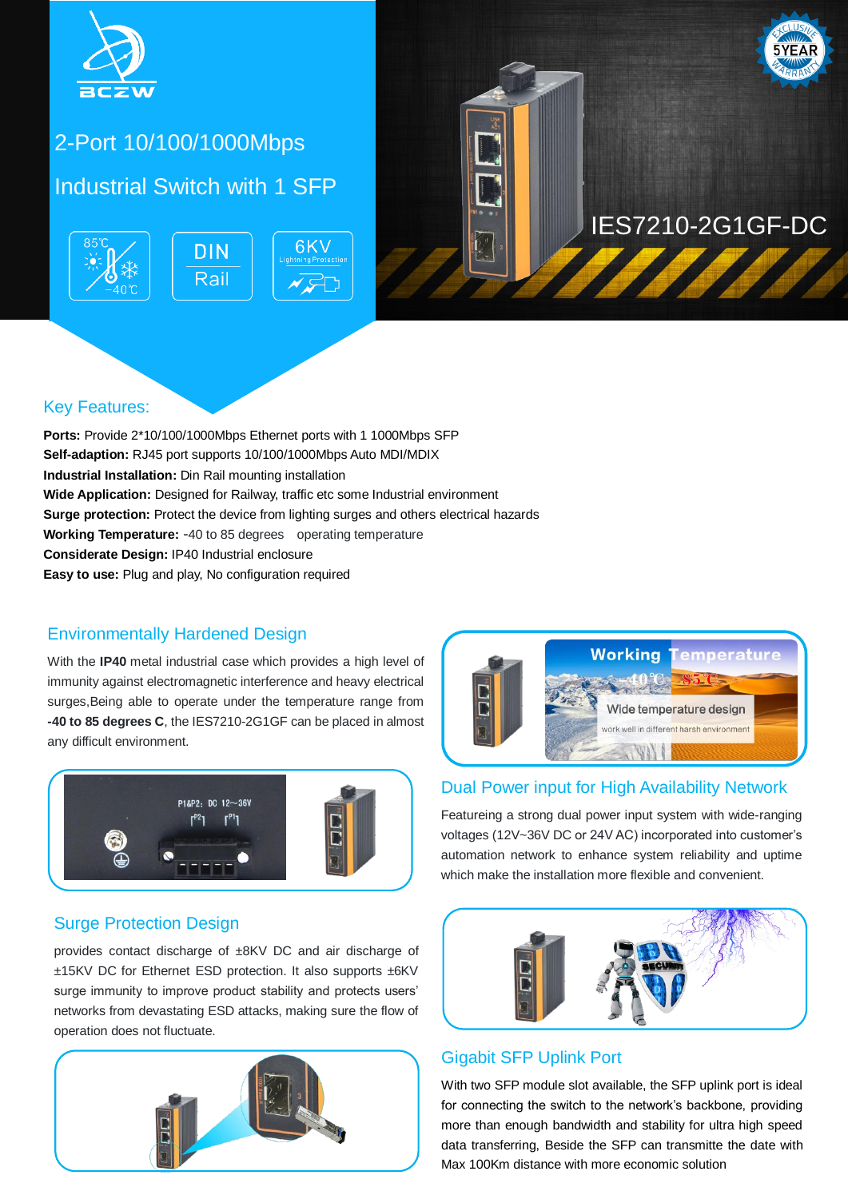# 2-Port 10/100/1000Mbps Industrial Switch with 1 SFP

85℃ −40℃ | DIN Rail | 6KV Lightning Protection

IES7210-2G1GF-DC

## Key Features:

**Ports:** Provide 2*10/100/1000Mbps Ethernet ports with 1 1000Mbps SFP
**Self-adaption:** RJ45 port supports 10/100/1000Mbps Auto MDI/MDIX
**Industrial Installation:** Din Rail mounting installation
**Wide Application:** Designed for Railway, traffic etc some Industrial environment
**Surge protection:** Protect the device from lighting surges and others electrical hazards
**Working Temperature:** -40 to 85 degrees operating temperature
**Considerate Design:** IP40 Industrial enclosure
**Easy to use:** Plug and play, No configuration required

## Environmentally Hardened Design

With the **IP40** metal industrial case which provides a high level of immunity against electromagnetic interference and heavy electrical surges,Being able to operate under the temperature range from **-40 to 85 degrees C**, the IES7210-2G1GF can be placed in almost any difficult environment.

## Dual Power input for High Availability Network

Featureing a strong dual power input system with wide-ranging voltages (12V~36V DC or 24V AC) incorporated into customer's automation network to enhance system reliability and uptime which make the installation more flexible and convenient.

## Surge Protection Design

provides contact discharge of ±8KV DC and air discharge of ±15KV DC for Ethernet ESD protection. It also supports ±6KV surge immunity to improve product stability and protects users' networks from devastating ESD attacks, making sure the flow of operation does not fluctuate.

## Gigabit SFP Uplink Port

With two SFP module slot available, the SFP uplink port is ideal for connecting the switch to the network's backbone, providing more than enough bandwidth and stability for ultra high speed data transferring, Beside the SFP can transmitte the date with Max 100Km distance with more economic solution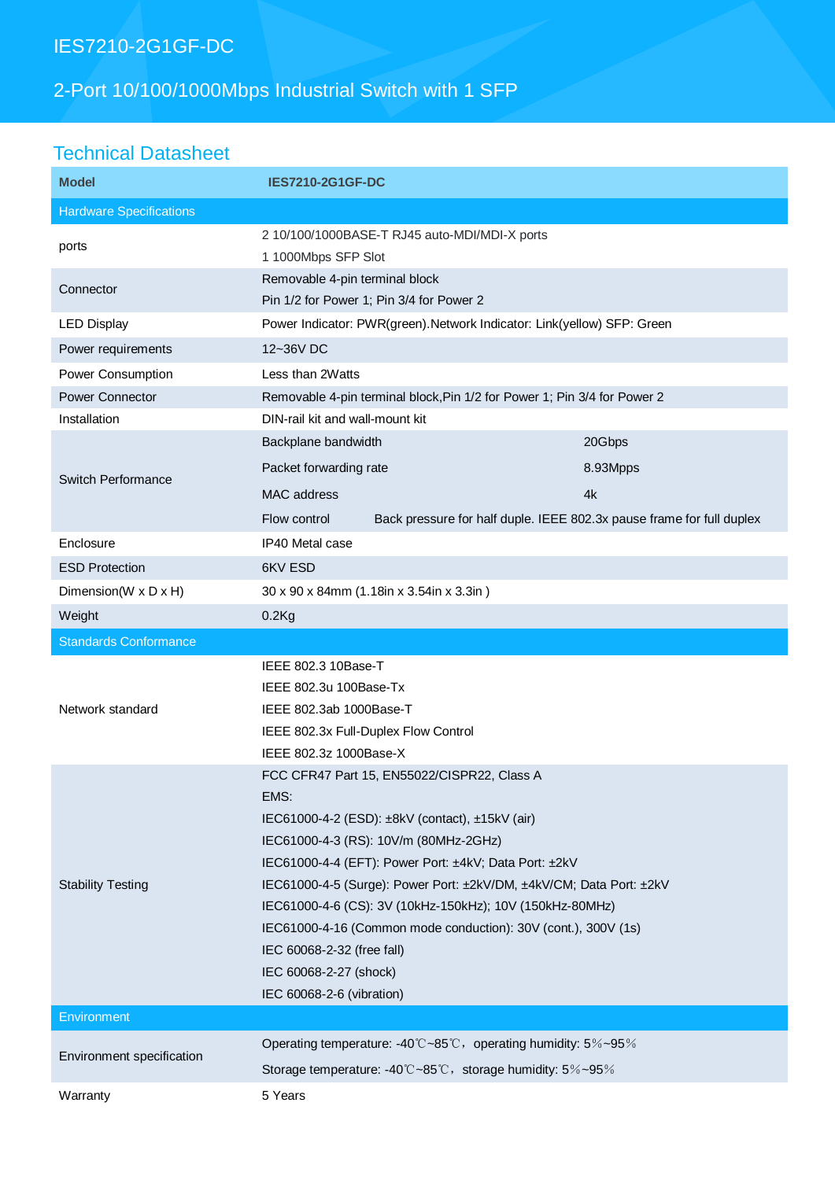# IES7210-2G1GF-DC

## 2-Port 10/100/1000Mbps Industrial Switch with 1 SFP

## Technical Datasheet

| Model | IES7210-2G1GF-DC | |
|---|---|---|
| **Hardware Specifications** | | |
| ports | 2 10/100/1000BASE-T RJ45 auto-MDI/MDI-X ports<br>1 1000Mbps SFP Slot | |
| Connector | Removable 4-pin terminal block<br>Pin 1/2 for Power 1; Pin 3/4 for Power 2 | |
| LED Display | Power Indicator: PWR(green).Network Indicator: Link(yellow) SFP: Green | |
| Power requirements | 12~36V DC | |
| Power Consumption | Less than 2Watts | |
| Power Connector | Removable 4-pin terminal block,Pin 1/2 for Power 1; Pin 3/4 for Power 2 | |
| Installation | DIN-rail kit and wall-mount kit | |
| Switch Performance | Backplane bandwidth | 20Gbps |
| | Packet forwarding rate | 8.93Mpps |
| | MAC address | 4k |
| | Flow control | Back pressure for half duple. IEEE 802.3x pause frame for full duplex |
| Enclosure | IP40 Metal case | |
| ESD Protection | 6KV ESD | |
| Dimension(W x D x H) | 30 x 90 x 84mm (1.18in x 3.54in x 3.3in ) | |
| Weight | 0.2Kg | |
| **Standards Conformance** | | |
| Network standard | IEEE 802.3 10Base-T<br>IEEE 802.3u 100Base-Tx<br>IEEE 802.3ab 1000Base-T<br>IEEE 802.3x Full-Duplex Flow Control<br>IEEE 802.3z 1000Base-X | |
| Stability Testing | FCC CFR47 Part 15, EN55022/CISPR22, Class A<br>EMS:<br>IEC61000-4-2 (ESD): ±8kV (contact), ±15kV (air)<br>IEC61000-4-3 (RS): 10V/m (80MHz-2GHz)<br>IEC61000-4-4 (EFT): Power Port: ±4kV; Data Port: ±2kV<br>IEC61000-4-5 (Surge): Power Port: ±2kV/DM, ±4kV/CM; Data Port: ±2kV<br>IEC61000-4-6 (CS): 3V (10kHz-150kHz); 10V (150kHz-80MHz)<br>IEC61000-4-16 (Common mode conduction): 30V (cont.), 300V (1s)<br>IEC 60068-2-32 (free fall)<br>IEC 60068-2-27 (shock)<br>IEC 60068-2-6 (vibration) | |
| **Environment** | | |
| Environment specification | Operating temperature: -40℃~85℃，operating humidity: 5%~95%<br>Storage temperature: -40℃~85℃，storage humidity: 5%~95% | |
| Warranty | 5 Years | |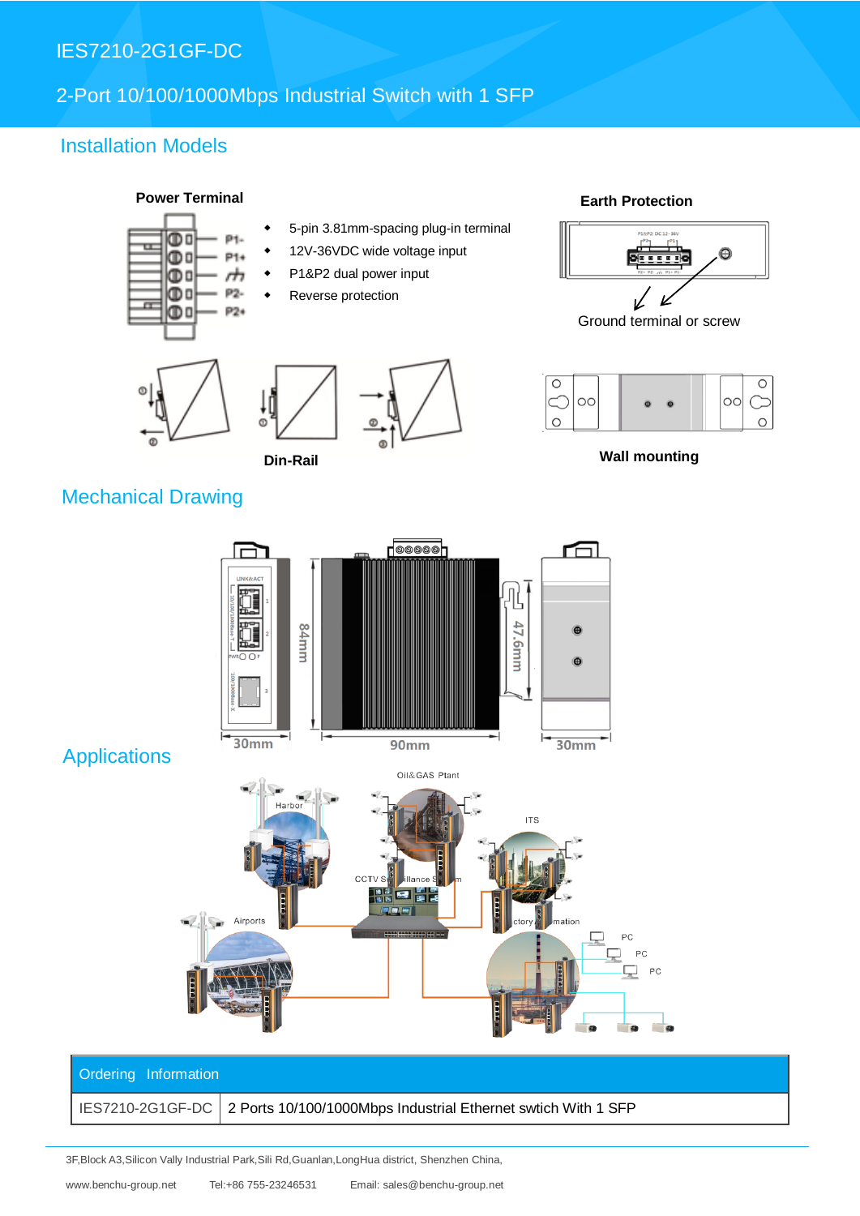IES7210-2G1GF-DC

2-Port 10/100/1000Mbps Industrial Switch with 1 SFP

## Installation Models

**Power Terminal**

P1-
P1+
P2-
P2+

- 5-pin 3.81mm-spacing plug-in terminal
- 12V-36VDC wide voltage input
- P1&P2 dual power input
- Reverse protection

**Earth Protection**

Ground terminal or screw

**Din-Rail**

**Wall mounting**

## Mechanical Drawing

84mm
47.6mm
30mm
90mm
30mm

## Applications

Oil&GAS Ptant
Harbor
ITS
CCTV Surveillance System
Airports
Factory Automation
PC
PC
PC

| Ordering Information | |
|---|---|
| IES7210-2G1GF-DC | 2 Ports 10/100/1000Mbps Industrial Ethernet swtich With 1 SFP |

3F,Block A3,Silicon Vally Industrial Park,Sili Rd,Guanlan,LongHua district, Shenzhen China,

www.benchu-group.net Tel:+86 755-23246531 Email: sales@benchu-group.net